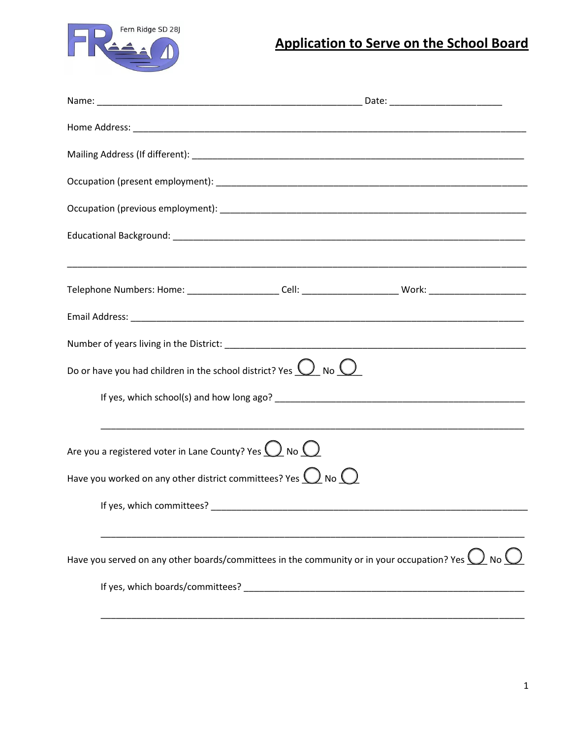Fern Ridge SD 28J

# Application to Serve on the School Board

Name: ___________________________________________________ Date: _____________________

Home Address: ______________________________________________________________________________

Mailing Address (If different): _________________________________________________________________

Occupation (present employment): ______________________________________________________________

Occupation (previous employment): _____________________________________________________________

Educational Background: ____________________________________________________________________

______________________________________________________________________________________

Telephone Numbers: Home: _________________ Cell: __________________ Work: __________________

Email Address: ______________________________________________________________________________

Number of years living in the District: ___________________________________________________________

Do or have you had children in the school district? Yes ◯ No ◯

If yes, which school(s) and how long ago? _________________________________________________

______________________________________________________________________________

Are you a registered voter in Lane County? Yes ◯ No ◯

Have you worked on any other district committees? Yes ◯ No ◯

If yes, which committees? __________________________________________________________

______________________________________________________________________________

Have you served on any other boards/committees in the community or in your occupation? Yes ◯ No ◯

If yes, which boards/committees? ______________________________________________________

______________________________________________________________________________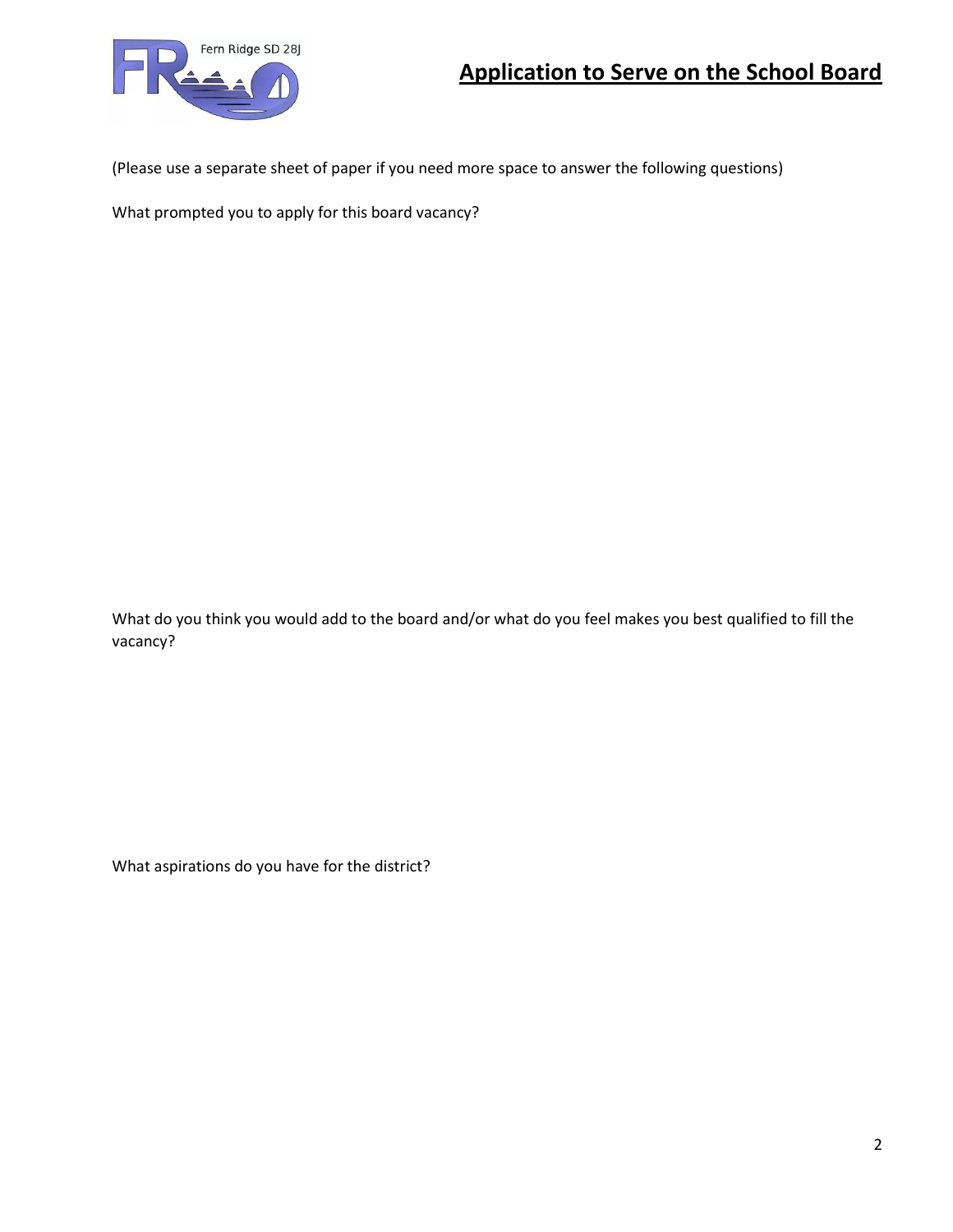# Application to Serve on the School Board

Fern Ridge SD 28J

(Please use a separate sheet of paper if you need more space to answer the following questions)

What prompted you to apply for this board vacancy?

What do you think you would add to the board and/or what do you feel makes you best qualified to fill the vacancy?

What aspirations do you have for the district?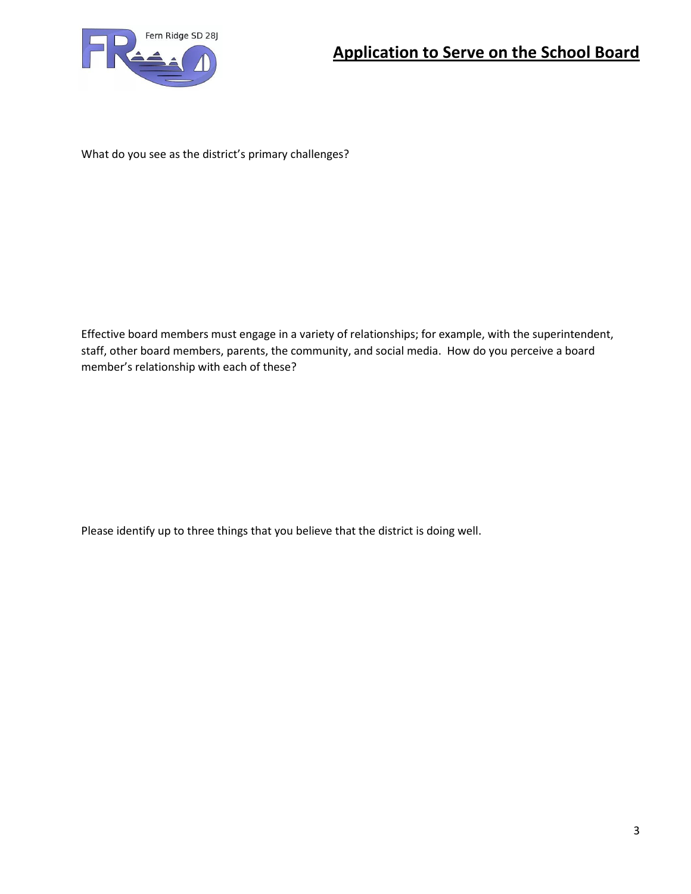# Application to Serve on the School Board

What do you see as the district's primary challenges?

Effective board members must engage in a variety of relationships; for example, with the superintendent, staff, other board members, parents, the community, and social media. How do you perceive a board member's relationship with each of these?

Please identify up to three things that you believe that the district is doing well.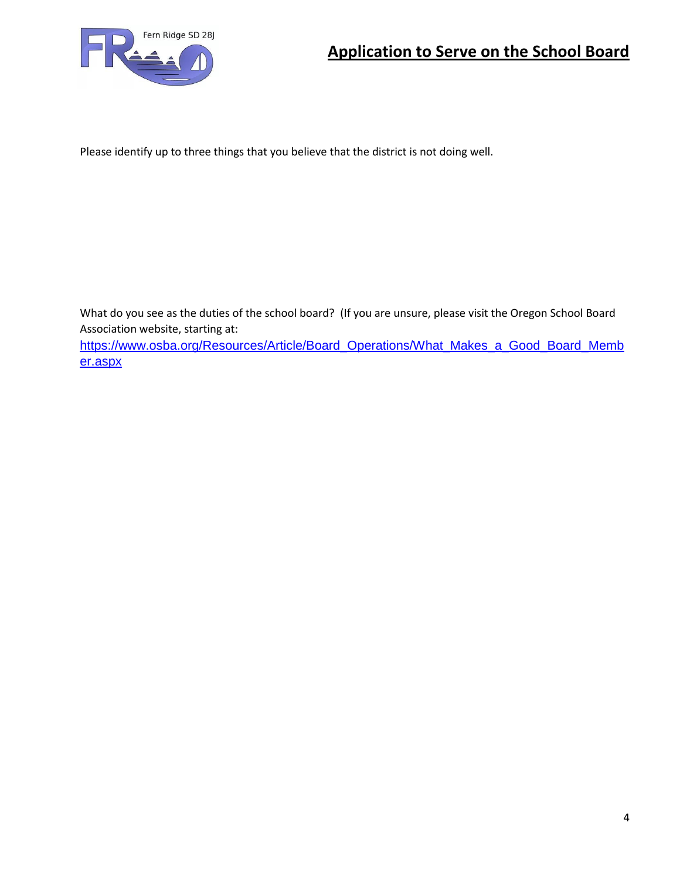Fern Ridge SD 28J

# Application to Serve on the School Board

Please identify up to three things that you believe that the district is not doing well.

What do you see as the duties of the school board? (If you are unsure, please visit the Oregon School Board Association website, starting at: https://www.osba.org/Resources/Article/Board_Operations/What_Makes_a_Good_Board_Member.aspx